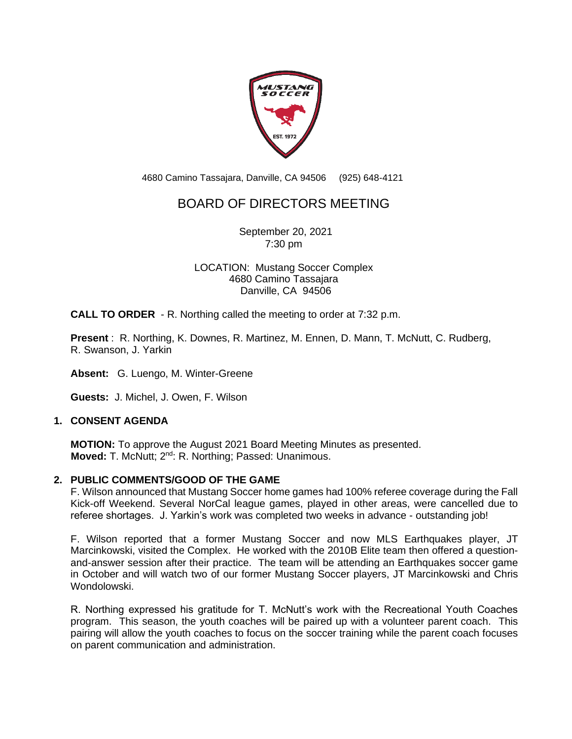4680 Camino Tassajara, Danville, CA 94506 (925) 648-4121

# BOARD OF DIRECTORS MEETING

September 20, 2021
7:30 pm

LOCATION: Mustang Soccer Complex
4680 Camino Tassajara
Danville, CA 94506

**CALL TO ORDER** - R. Northing called the meeting to order at 7:32 p.m.

**Present** : R. Northing, K. Downes, R. Martinez, M. Ennen, D. Mann, T. McNutt, C. Rudberg, R. Swanson, J. Yarkin

**Absent:** G. Luengo, M. Winter-Greene

**Guests:** J. Michel, J. Owen, F. Wilson

## 1. CONSENT AGENDA

**MOTION:** To approve the August 2021 Board Meeting Minutes as presented.
**Moved:** T. McNutt; 2nd: R. Northing; Passed: Unanimous.

## 2. PUBLIC COMMENTS/GOOD OF THE GAME

F. Wilson announced that Mustang Soccer home games had 100% referee coverage during the Fall Kick-off Weekend. Several NorCal league games, played in other areas, were cancelled due to referee shortages. J. Yarkin's work was completed two weeks in advance - outstanding job!

F. Wilson reported that a former Mustang Soccer and now MLS Earthquakes player, JT Marcinkowski, visited the Complex. He worked with the 2010B Elite team then offered a question-and-answer session after their practice. The team will be attending an Earthquakes soccer game in October and will watch two of our former Mustang Soccer players, JT Marcinkowski and Chris Wondolowski.

R. Northing expressed his gratitude for T. McNutt's work with the Recreational Youth Coaches program. This season, the youth coaches will be paired up with a volunteer parent coach. This pairing will allow the youth coaches to focus on the soccer training while the parent coach focuses on parent communication and administration.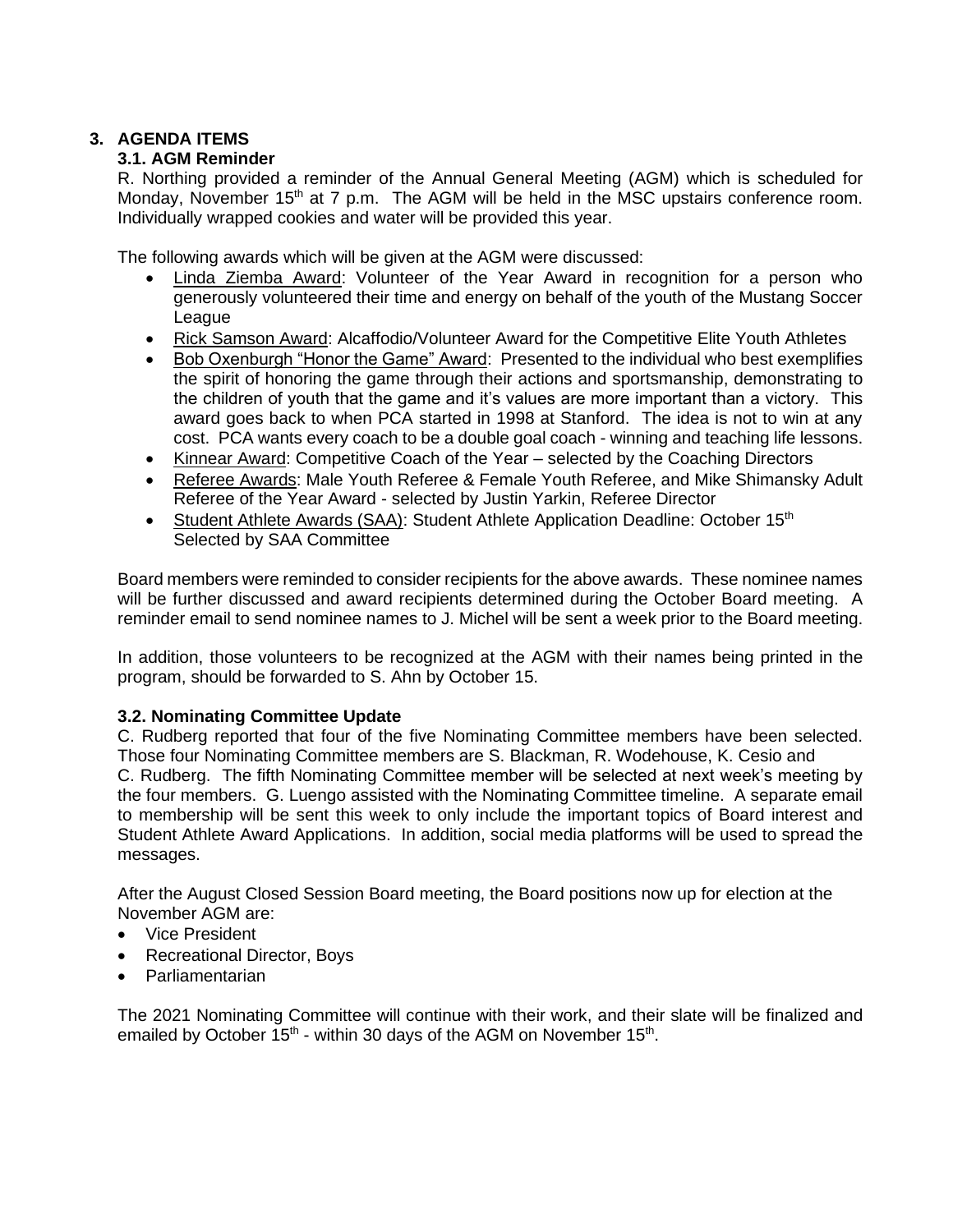## 3. AGENDA ITEMS

### 3.1. AGM Reminder

R. Northing provided a reminder of the Annual General Meeting (AGM) which is scheduled for Monday, November 15th at 7 p.m. The AGM will be held in the MSC upstairs conference room. Individually wrapped cookies and water will be provided this year.

The following awards which will be given at the AGM were discussed:

- Linda Ziemba Award: Volunteer of the Year Award in recognition for a person who generously volunteered their time and energy on behalf of the youth of the Mustang Soccer League
- Rick Samson Award: Alcaffodio/Volunteer Award for the Competitive Elite Youth Athletes
- Bob Oxenburgh "Honor the Game" Award: Presented to the individual who best exemplifies the spirit of honoring the game through their actions and sportsmanship, demonstrating to the children of youth that the game and it's values are more important than a victory. This award goes back to when PCA started in 1998 at Stanford. The idea is not to win at any cost. PCA wants every coach to be a double goal coach - winning and teaching life lessons.
- Kinnear Award: Competitive Coach of the Year – selected by the Coaching Directors
- Referee Awards: Male Youth Referee & Female Youth Referee, and Mike Shimansky Adult Referee of the Year Award - selected by Justin Yarkin, Referee Director
- Student Athlete Awards (SAA): Student Athlete Application Deadline: October 15th
  Selected by SAA Committee

Board members were reminded to consider recipients for the above awards. These nominee names will be further discussed and award recipients determined during the October Board meeting. A reminder email to send nominee names to J. Michel will be sent a week prior to the Board meeting.

In addition, those volunteers to be recognized at the AGM with their names being printed in the program, should be forwarded to S. Ahn by October 15.

### 3.2. Nominating Committee Update

C. Rudberg reported that four of the five Nominating Committee members have been selected. Those four Nominating Committee members are S. Blackman, R. Wodehouse, K. Cesio and C. Rudberg. The fifth Nominating Committee member will be selected at next week's meeting by the four members. G. Luengo assisted with the Nominating Committee timeline. A separate email to membership will be sent this week to only include the important topics of Board interest and Student Athlete Award Applications. In addition, social media platforms will be used to spread the messages.

After the August Closed Session Board meeting, the Board positions now up for election at the November AGM are:

- Vice President
- Recreational Director, Boys
- Parliamentarian

The 2021 Nominating Committee will continue with their work, and their slate will be finalized and emailed by October 15th - within 30 days of the AGM on November 15th.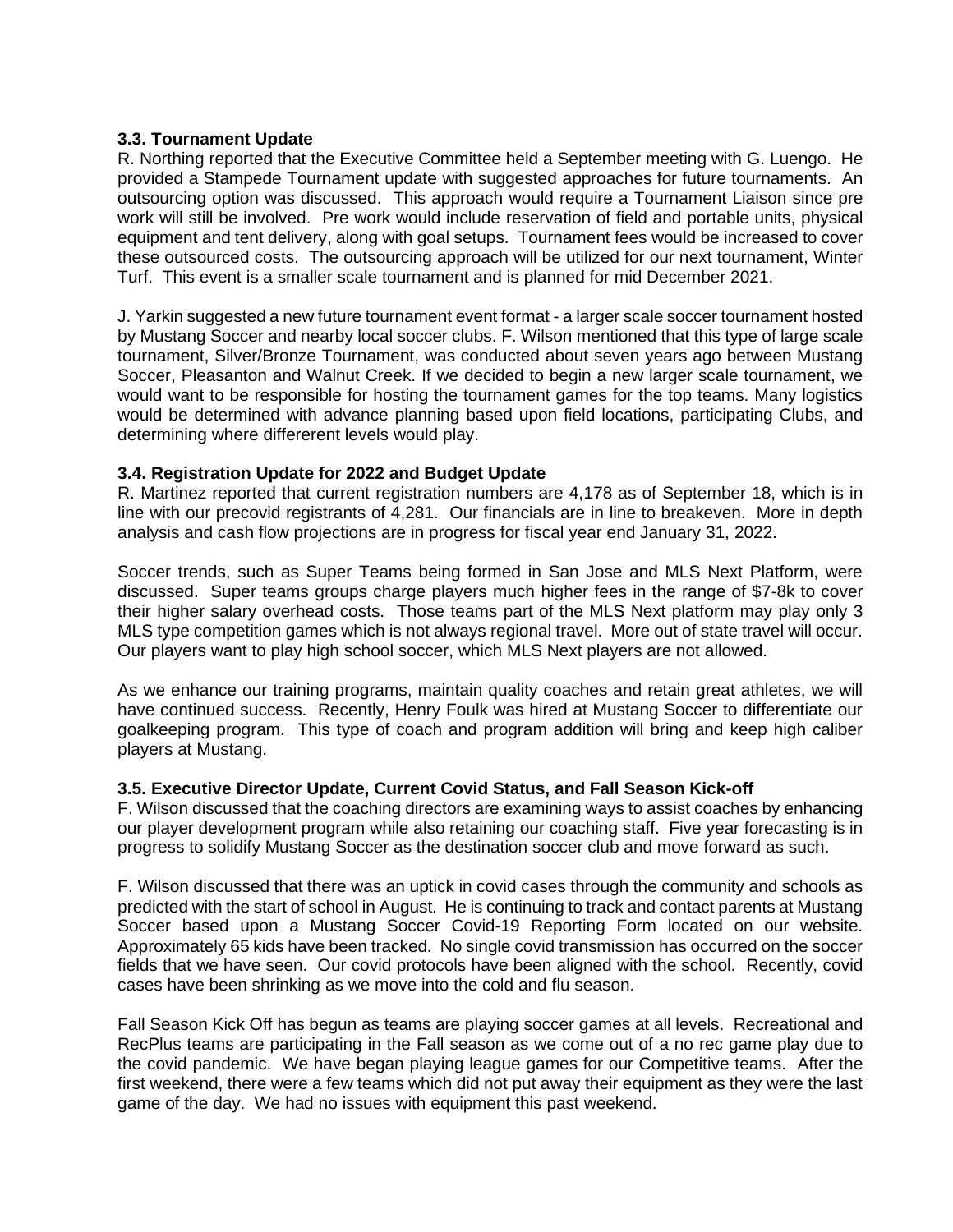### 3.3. Tournament Update

R. Northing reported that the Executive Committee held a September meeting with G. Luengo. He provided a Stampede Tournament update with suggested approaches for future tournaments. An outsourcing option was discussed. This approach would require a Tournament Liaison since pre work will still be involved. Pre work would include reservation of field and portable units, physical equipment and tent delivery, along with goal setups. Tournament fees would be increased to cover these outsourced costs. The outsourcing approach will be utilized for our next tournament, Winter Turf. This event is a smaller scale tournament and is planned for mid December 2021.

J. Yarkin suggested a new future tournament event format - a larger scale soccer tournament hosted by Mustang Soccer and nearby local soccer clubs. F. Wilson mentioned that this type of large scale tournament, Silver/Bronze Tournament, was conducted about seven years ago between Mustang Soccer, Pleasanton and Walnut Creek. If we decided to begin a new larger scale tournament, we would want to be responsible for hosting the tournament games for the top teams. Many logistics would be determined with advance planning based upon field locations, participating Clubs, and determining where differerent levels would play.

### 3.4. Registration Update for 2022 and Budget Update

R. Martinez reported that current registration numbers are 4,178 as of September 18, which is in line with our precovid registrants of 4,281. Our financials are in line to breakeven. More in depth analysis and cash flow projections are in progress for fiscal year end January 31, 2022.

Soccer trends, such as Super Teams being formed in San Jose and MLS Next Platform, were discussed. Super teams groups charge players much higher fees in the range of $7-8k to cover their higher salary overhead costs. Those teams part of the MLS Next platform may play only 3 MLS type competition games which is not always regional travel. More out of state travel will occur. Our players want to play high school soccer, which MLS Next players are not allowed.

As we enhance our training programs, maintain quality coaches and retain great athletes, we will have continued success. Recently, Henry Foulk was hired at Mustang Soccer to differentiate our goalkeeping program. This type of coach and program addition will bring and keep high caliber players at Mustang.

### 3.5. Executive Director Update, Current Covid Status, and Fall Season Kick-off

F. Wilson discussed that the coaching directors are examining ways to assist coaches by enhancing our player development program while also retaining our coaching staff. Five year forecasting is in progress to solidify Mustang Soccer as the destination soccer club and move forward as such.

F. Wilson discussed that there was an uptick in covid cases through the community and schools as predicted with the start of school in August. He is continuing to track and contact parents at Mustang Soccer based upon a Mustang Soccer Covid-19 Reporting Form located on our website. Approximately 65 kids have been tracked. No single covid transmission has occurred on the soccer fields that we have seen. Our covid protocols have been aligned with the school. Recently, covid cases have been shrinking as we move into the cold and flu season.

Fall Season Kick Off has begun as teams are playing soccer games at all levels. Recreational and RecPlus teams are participating in the Fall season as we come out of a no rec game play due to the covid pandemic. We have began playing league games for our Competitive teams. After the first weekend, there were a few teams which did not put away their equipment as they were the last game of the day. We had no issues with equipment this past weekend.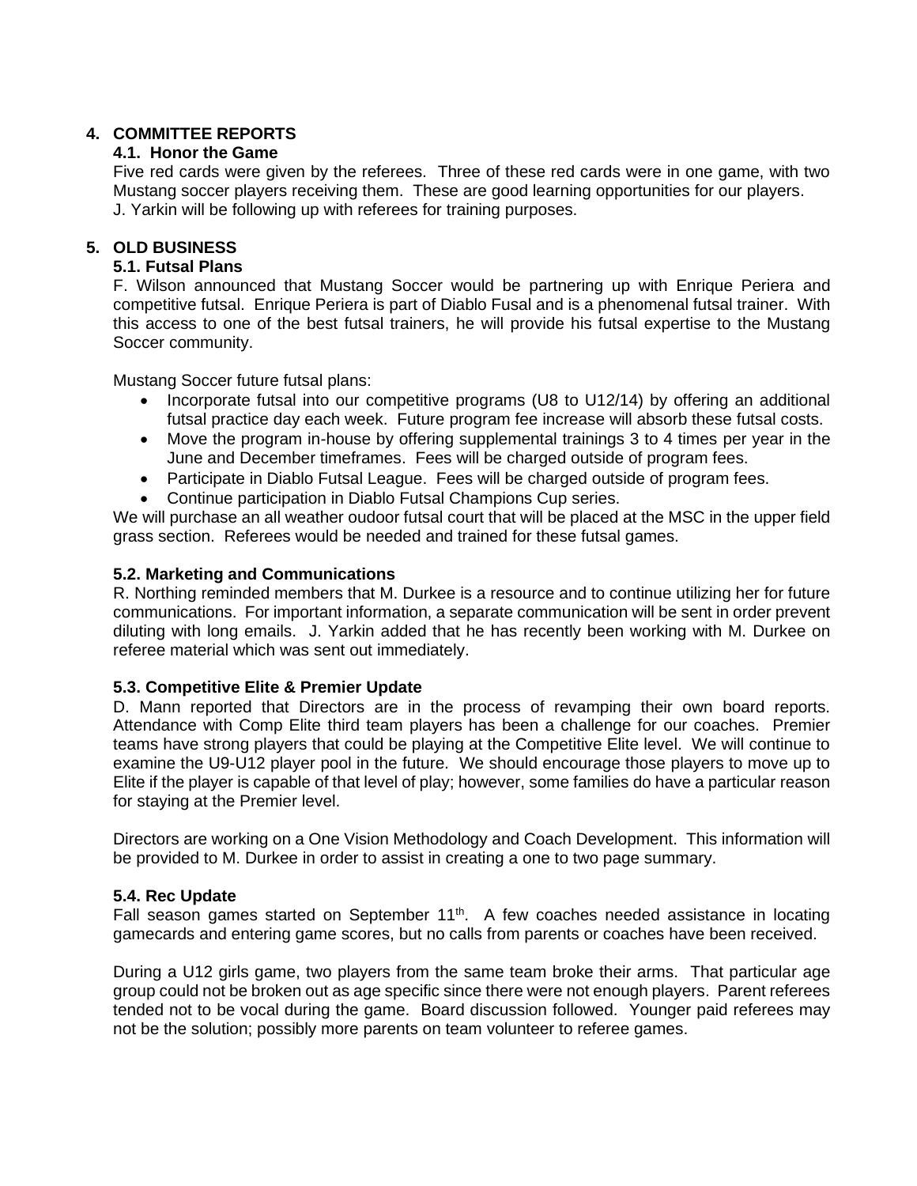## 4. COMMITTEE REPORTS

### 4.1. Honor the Game

Five red cards were given by the referees. Three of these red cards were in one game, with two Mustang soccer players receiving them. These are good learning opportunities for our players. J. Yarkin will be following up with referees for training purposes.

## 5. OLD BUSINESS

### 5.1. Futsal Plans

F. Wilson announced that Mustang Soccer would be partnering up with Enrique Periera and competitive futsal. Enrique Periera is part of Diablo Fusal and is a phenomenal futsal trainer. With this access to one of the best futsal trainers, he will provide his futsal expertise to the Mustang Soccer community.

Mustang Soccer future futsal plans:

- Incorporate futsal into our competitive programs (U8 to U12/14) by offering an additional futsal practice day each week. Future program fee increase will absorb these futsal costs.
- Move the program in-house by offering supplemental trainings 3 to 4 times per year in the June and December timeframes. Fees will be charged outside of program fees.
- Participate in Diablo Futsal League. Fees will be charged outside of program fees.
- Continue participation in Diablo Futsal Champions Cup series.

We will purchase an all weather oudoor futsal court that will be placed at the MSC in the upper field grass section. Referees would be needed and trained for these futsal games.

### 5.2. Marketing and Communications

R. Northing reminded members that M. Durkee is a resource and to continue utilizing her for future communications. For important information, a separate communication will be sent in order prevent diluting with long emails. J. Yarkin added that he has recently been working with M. Durkee on referee material which was sent out immediately.

### 5.3. Competitive Elite & Premier Update

D. Mann reported that Directors are in the process of revamping their own board reports. Attendance with Comp Elite third team players has been a challenge for our coaches. Premier teams have strong players that could be playing at the Competitive Elite level. We will continue to examine the U9-U12 player pool in the future. We should encourage those players to move up to Elite if the player is capable of that level of play; however, some families do have a particular reason for staying at the Premier level.

Directors are working on a One Vision Methodology and Coach Development. This information will be provided to M. Durkee in order to assist in creating a one to two page summary.

### 5.4. Rec Update

Fall season games started on September 11th. A few coaches needed assistance in locating gamecards and entering game scores, but no calls from parents or coaches have been received.

During a U12 girls game, two players from the same team broke their arms. That particular age group could not be broken out as age specific since there were not enough players. Parent referees tended not to be vocal during the game. Board discussion followed. Younger paid referees may not be the solution; possibly more parents on team volunteer to referee games.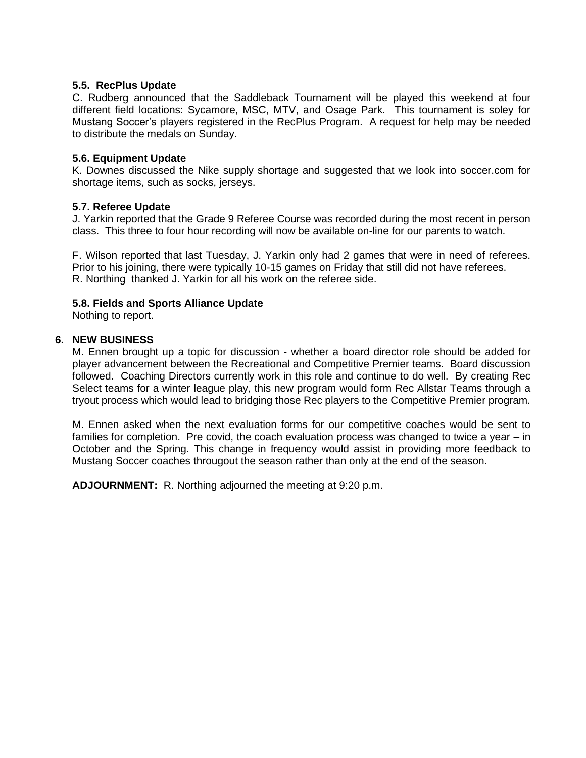### 5.5. RecPlus Update

C. Rudberg announced that the Saddleback Tournament will be played this weekend at four different field locations: Sycamore, MSC, MTV, and Osage Park. This tournament is soley for Mustang Soccer's players registered in the RecPlus Program. A request for help may be needed to distribute the medals on Sunday.

### 5.6. Equipment Update

K. Downes discussed the Nike supply shortage and suggested that we look into soccer.com for shortage items, such as socks, jerseys.

### 5.7. Referee Update

J. Yarkin reported that the Grade 9 Referee Course was recorded during the most recent in person class. This three to four hour recording will now be available on-line for our parents to watch.

F. Wilson reported that last Tuesday, J. Yarkin only had 2 games that were in need of referees. Prior to his joining, there were typically 10-15 games on Friday that still did not have referees.
R. Northing thanked J. Yarkin for all his work on the referee side.

### 5.8. Fields and Sports Alliance Update

Nothing to report.

## 6. NEW BUSINESS

M. Ennen brought up a topic for discussion - whether a board director role should be added for player advancement between the Recreational and Competitive Premier teams. Board discussion followed. Coaching Directors currently work in this role and continue to do well. By creating Rec Select teams for a winter league play, this new program would form Rec Allstar Teams through a tryout process which would lead to bridging those Rec players to the Competitive Premier program.

M. Ennen asked when the next evaluation forms for our competitive coaches would be sent to families for completion. Pre covid, the coach evaluation process was changed to twice a year – in October and the Spring. This change in frequency would assist in providing more feedback to Mustang Soccer coaches througout the season rather than only at the end of the season.

**ADJOURNMENT:** R. Northing adjourned the meeting at 9:20 p.m.